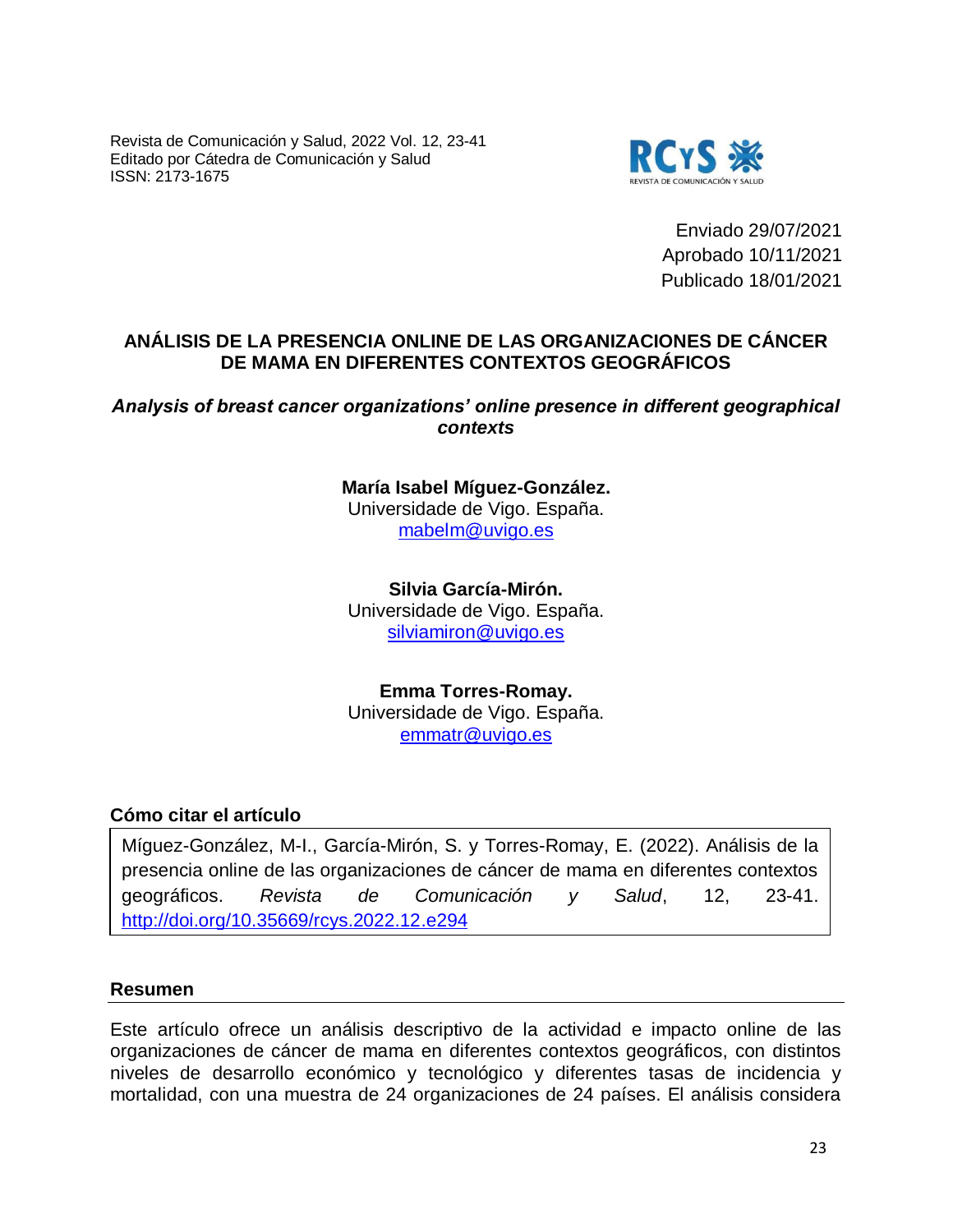Revista de Comunicación y Salud, 2022 Vol. 12, 23-41
Editado por Cátedra de Comunicación y Salud
ISSN: 2173-1675

Enviado 29/07/2021
Aprobado 10/11/2021
Publicado 18/01/2021

# ANÁLISIS DE LA PRESENCIA ONLINE DE LAS ORGANIZACIONES DE CÁNCER DE MAMA EN DIFERENTES CONTEXTOS GEOGRÁFICOS

***Analysis of breast cancer organizations' online presence in different geographical contexts***

**María Isabel Míguez-González.**
Universidade de Vigo. España.
mabelm@uvigo.es

**Silvia García-Mirón.**
Universidade de Vigo. España.
silviamiron@uvigo.es

**Emma Torres-Romay.**
Universidade de Vigo. España.
emmatr@uvigo.es

### Cómo citar el artículo

Míguez-González, M-I., García-Mirón, S. y Torres-Romay, E. (2022). Análisis de la presencia online de las organizaciones de cáncer de mama en diferentes contextos geográficos. *Revista de Comunicación y Salud*, 12, 23-41. http://doi.org/10.35669/rcys.2022.12.e294

### Resumen

Este artículo ofrece un análisis descriptivo de la actividad e impacto online de las organizaciones de cáncer de mama en diferentes contextos geográficos, con distintos niveles de desarrollo económico y tecnológico y diferentes tasas de incidencia y mortalidad, con una muestra de 24 organizaciones de 24 países. El análisis considera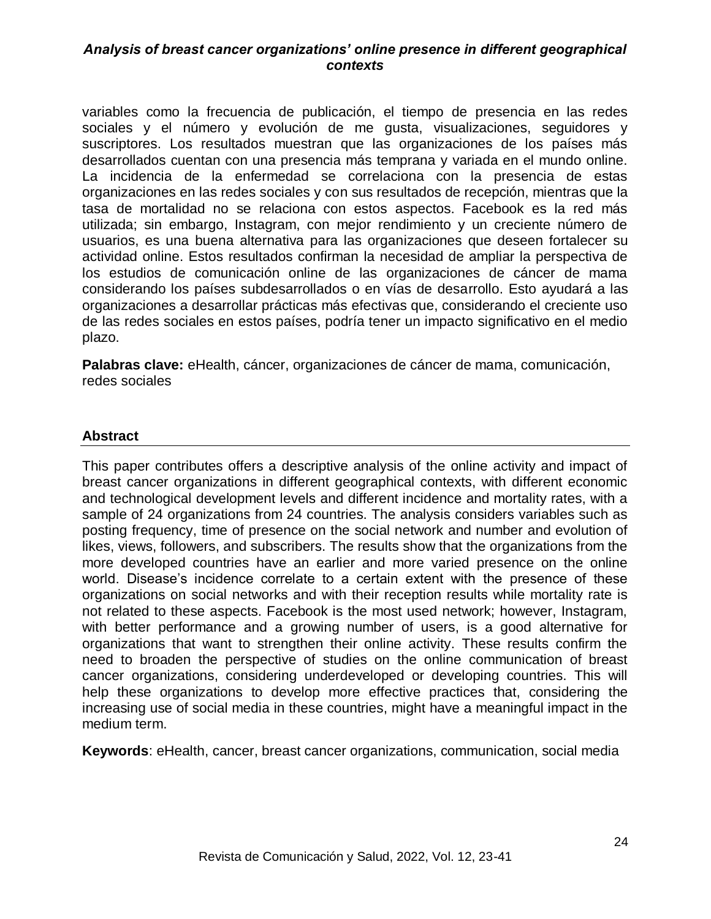variables como la frecuencia de publicación, el tiempo de presencia en las redes sociales y el número y evolución de me gusta, visualizaciones, seguidores y suscriptores. Los resultados muestran que las organizaciones de los países más desarrollados cuentan con una presencia más temprana y variada en el mundo online. La incidencia de la enfermedad se correlaciona con la presencia de estas organizaciones en las redes sociales y con sus resultados de recepción, mientras que la tasa de mortalidad no se relaciona con estos aspectos. Facebook es la red más utilizada; sin embargo, Instagram, con mejor rendimiento y un creciente número de usuarios, es una buena alternativa para las organizaciones que deseen fortalecer su actividad online. Estos resultados confirman la necesidad de ampliar la perspectiva de los estudios de comunicación online de las organizaciones de cáncer de mama considerando los países subdesarrollados o en vías de desarrollo. Esto ayudará a las organizaciones a desarrollar prácticas más efectivas que, considerando el creciente uso de las redes sociales en estos países, podría tener un impacto significativo en el medio plazo.

**Palabras clave:** eHealth, cáncer, organizaciones de cáncer de mama, comunicación, redes sociales

## Abstract

This paper contributes offers a descriptive analysis of the online activity and impact of breast cancer organizations in different geographical contexts, with different economic and technological development levels and different incidence and mortality rates, with a sample of 24 organizations from 24 countries. The analysis considers variables such as posting frequency, time of presence on the social network and number and evolution of likes, views, followers, and subscribers. The results show that the organizations from the more developed countries have an earlier and more varied presence on the online world. Disease's incidence correlate to a certain extent with the presence of these organizations on social networks and with their reception results while mortality rate is not related to these aspects. Facebook is the most used network; however, Instagram, with better performance and a growing number of users, is a good alternative for organizations that want to strengthen their online activity. These results confirm the need to broaden the perspective of studies on the online communication of breast cancer organizations, considering underdeveloped or developing countries. This will help these organizations to develop more effective practices that, considering the increasing use of social media in these countries, might have a meaningful impact in the medium term.

**Keywords**: eHealth, cancer, breast cancer organizations, communication, social media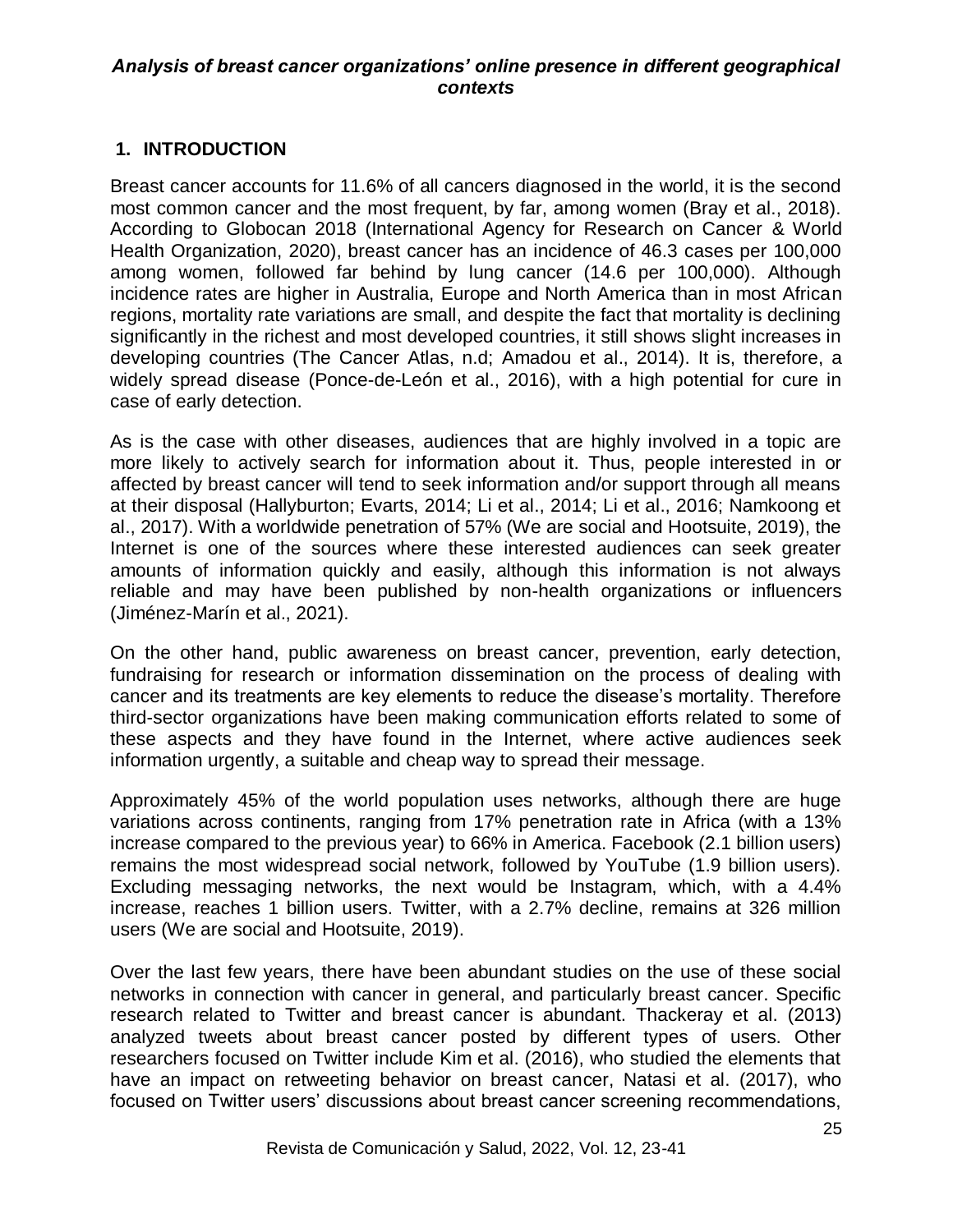## 1. INTRODUCTION

Breast cancer accounts for 11.6% of all cancers diagnosed in the world, it is the second most common cancer and the most frequent, by far, among women (Bray et al., 2018). According to Globocan 2018 (International Agency for Research on Cancer & World Health Organization, 2020), breast cancer has an incidence of 46.3 cases per 100,000 among women, followed far behind by lung cancer (14.6 per 100,000). Although incidence rates are higher in Australia, Europe and North America than in most African regions, mortality rate variations are small, and despite the fact that mortality is declining significantly in the richest and most developed countries, it still shows slight increases in developing countries (The Cancer Atlas, n.d; Amadou et al., 2014). It is, therefore, a widely spread disease (Ponce-de-León et al., 2016), with a high potential for cure in case of early detection.

As is the case with other diseases, audiences that are highly involved in a topic are more likely to actively search for information about it. Thus, people interested in or affected by breast cancer will tend to seek information and/or support through all means at their disposal (Hallyburton; Evarts, 2014; Li et al., 2014; Li et al., 2016; Namkoong et al., 2017). With a worldwide penetration of 57% (We are social and Hootsuite, 2019), the Internet is one of the sources where these interested audiences can seek greater amounts of information quickly and easily, although this information is not always reliable and may have been published by non-health organizations or influencers (Jiménez-Marín et al., 2021).

On the other hand, public awareness on breast cancer, prevention, early detection, fundraising for research or information dissemination on the process of dealing with cancer and its treatments are key elements to reduce the disease's mortality. Therefore third-sector organizations have been making communication efforts related to some of these aspects and they have found in the Internet, where active audiences seek information urgently, a suitable and cheap way to spread their message.

Approximately 45% of the world population uses networks, although there are huge variations across continents, ranging from 17% penetration rate in Africa (with a 13% increase compared to the previous year) to 66% in America. Facebook (2.1 billion users) remains the most widespread social network, followed by YouTube (1.9 billion users). Excluding messaging networks, the next would be Instagram, which, with a 4.4% increase, reaches 1 billion users. Twitter, with a 2.7% decline, remains at 326 million users (We are social and Hootsuite, 2019).

Over the last few years, there have been abundant studies on the use of these social networks in connection with cancer in general, and particularly breast cancer. Specific research related to Twitter and breast cancer is abundant. Thackeray et al. (2013) analyzed tweets about breast cancer posted by different types of users. Other researchers focused on Twitter include Kim et al. (2016), who studied the elements that have an impact on retweeting behavior on breast cancer, Natasi et al. (2017), who focused on Twitter users' discussions about breast cancer screening recommendations,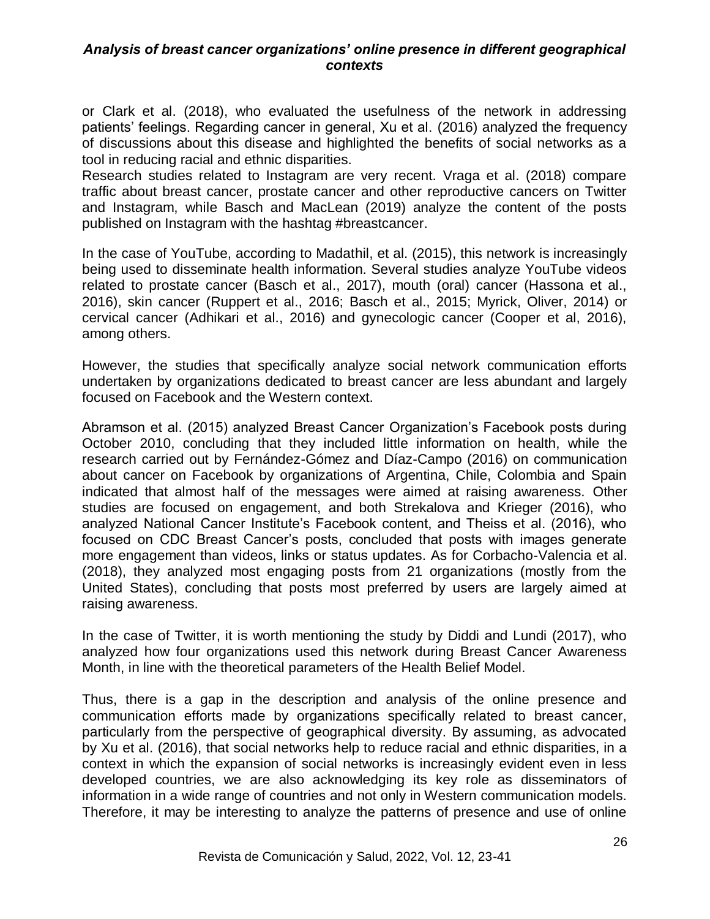or Clark et al. (2018), who evaluated the usefulness of the network in addressing patients' feelings. Regarding cancer in general, Xu et al. (2016) analyzed the frequency of discussions about this disease and highlighted the benefits of social networks as a tool in reducing racial and ethnic disparities.
Research studies related to Instagram are very recent. Vraga et al. (2018) compare traffic about breast cancer, prostate cancer and other reproductive cancers on Twitter and Instagram, while Basch and MacLean (2019) analyze the content of the posts published on Instagram with the hashtag #breastcancer.

In the case of YouTube, according to Madathil, et al. (2015), this network is increasingly being used to disseminate health information. Several studies analyze YouTube videos related to prostate cancer (Basch et al., 2017), mouth (oral) cancer (Hassona et al., 2016), skin cancer (Ruppert et al., 2016; Basch et al., 2015; Myrick, Oliver, 2014) or cervical cancer (Adhikari et al., 2016) and gynecologic cancer (Cooper et al, 2016), among others.

However, the studies that specifically analyze social network communication efforts undertaken by organizations dedicated to breast cancer are less abundant and largely focused on Facebook and the Western context.

Abramson et al. (2015) analyzed Breast Cancer Organization's Facebook posts during October 2010, concluding that they included little information on health, while the research carried out by Fernández-Gómez and Díaz-Campo (2016) on communication about cancer on Facebook by organizations of Argentina, Chile, Colombia and Spain indicated that almost half of the messages were aimed at raising awareness. Other studies are focused on engagement, and both Strekalova and Krieger (2016), who analyzed National Cancer Institute's Facebook content, and Theiss et al. (2016), who focused on CDC Breast Cancer's posts, concluded that posts with images generate more engagement than videos, links or status updates. As for Corbacho-Valencia et al. (2018), they analyzed most engaging posts from 21 organizations (mostly from the United States), concluding that posts most preferred by users are largely aimed at raising awareness.

In the case of Twitter, it is worth mentioning the study by Diddi and Lundi (2017), who analyzed how four organizations used this network during Breast Cancer Awareness Month, in line with the theoretical parameters of the Health Belief Model.

Thus, there is a gap in the description and analysis of the online presence and communication efforts made by organizations specifically related to breast cancer, particularly from the perspective of geographical diversity. By assuming, as advocated by Xu et al. (2016), that social networks help to reduce racial and ethnic disparities, in a context in which the expansion of social networks is increasingly evident even in less developed countries, we are also acknowledging its key role as disseminators of information in a wide range of countries and not only in Western communication models. Therefore, it may be interesting to analyze the patterns of presence and use of online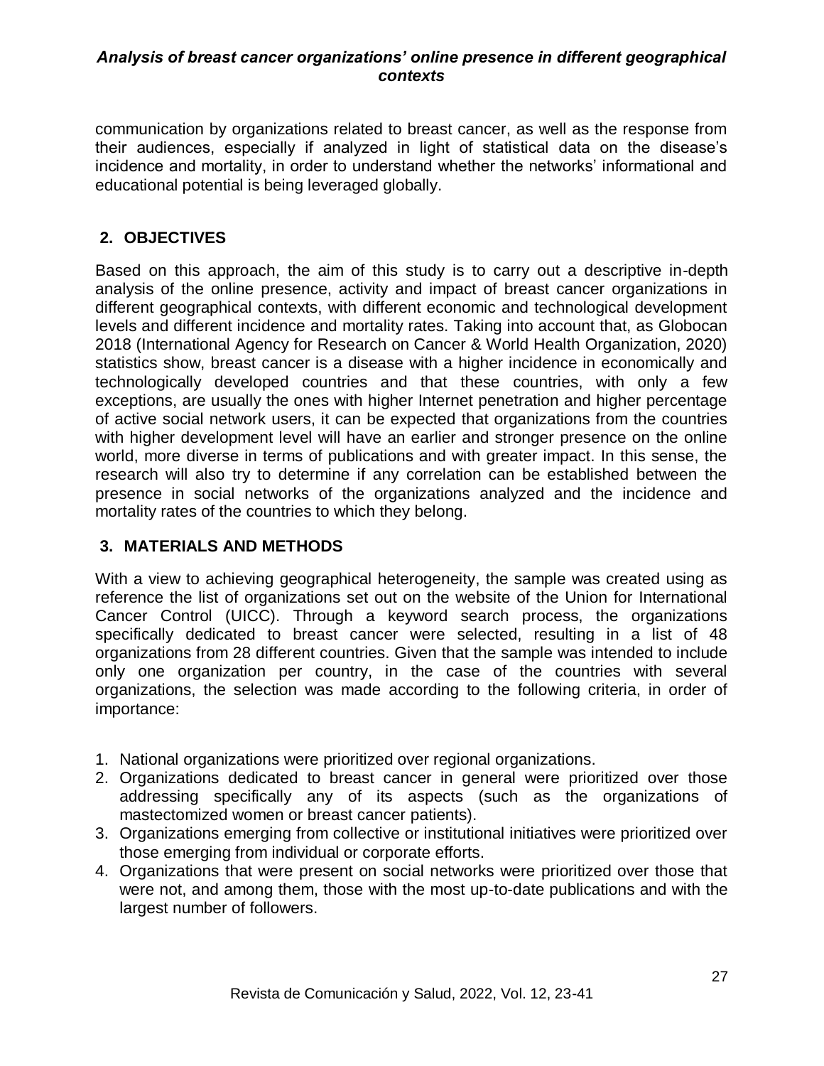communication by organizations related to breast cancer, as well as the response from their audiences, especially if analyzed in light of statistical data on the disease's incidence and mortality, in order to understand whether the networks' informational and educational potential is being leveraged globally.

## 2. OBJECTIVES

Based on this approach, the aim of this study is to carry out a descriptive in-depth analysis of the online presence, activity and impact of breast cancer organizations in different geographical contexts, with different economic and technological development levels and different incidence and mortality rates. Taking into account that, as Globocan 2018 (International Agency for Research on Cancer & World Health Organization, 2020) statistics show, breast cancer is a disease with a higher incidence in economically and technologically developed countries and that these countries, with only a few exceptions, are usually the ones with higher Internet penetration and higher percentage of active social network users, it can be expected that organizations from the countries with higher development level will have an earlier and stronger presence on the online world, more diverse in terms of publications and with greater impact. In this sense, the research will also try to determine if any correlation can be established between the presence in social networks of the organizations analyzed and the incidence and mortality rates of the countries to which they belong.

## 3. MATERIALS AND METHODS

With a view to achieving geographical heterogeneity, the sample was created using as reference the list of organizations set out on the website of the Union for International Cancer Control (UICC). Through a keyword search process, the organizations specifically dedicated to breast cancer were selected, resulting in a list of 48 organizations from 28 different countries. Given that the sample was intended to include only one organization per country, in the case of the countries with several organizations, the selection was made according to the following criteria, in order of importance:

1. National organizations were prioritized over regional organizations.
2. Organizations dedicated to breast cancer in general were prioritized over those addressing specifically any of its aspects (such as the organizations of mastectomized women or breast cancer patients).
3. Organizations emerging from collective or institutional initiatives were prioritized over those emerging from individual or corporate efforts.
4. Organizations that were present on social networks were prioritized over those that were not, and among them, those with the most up-to-date publications and with the largest number of followers.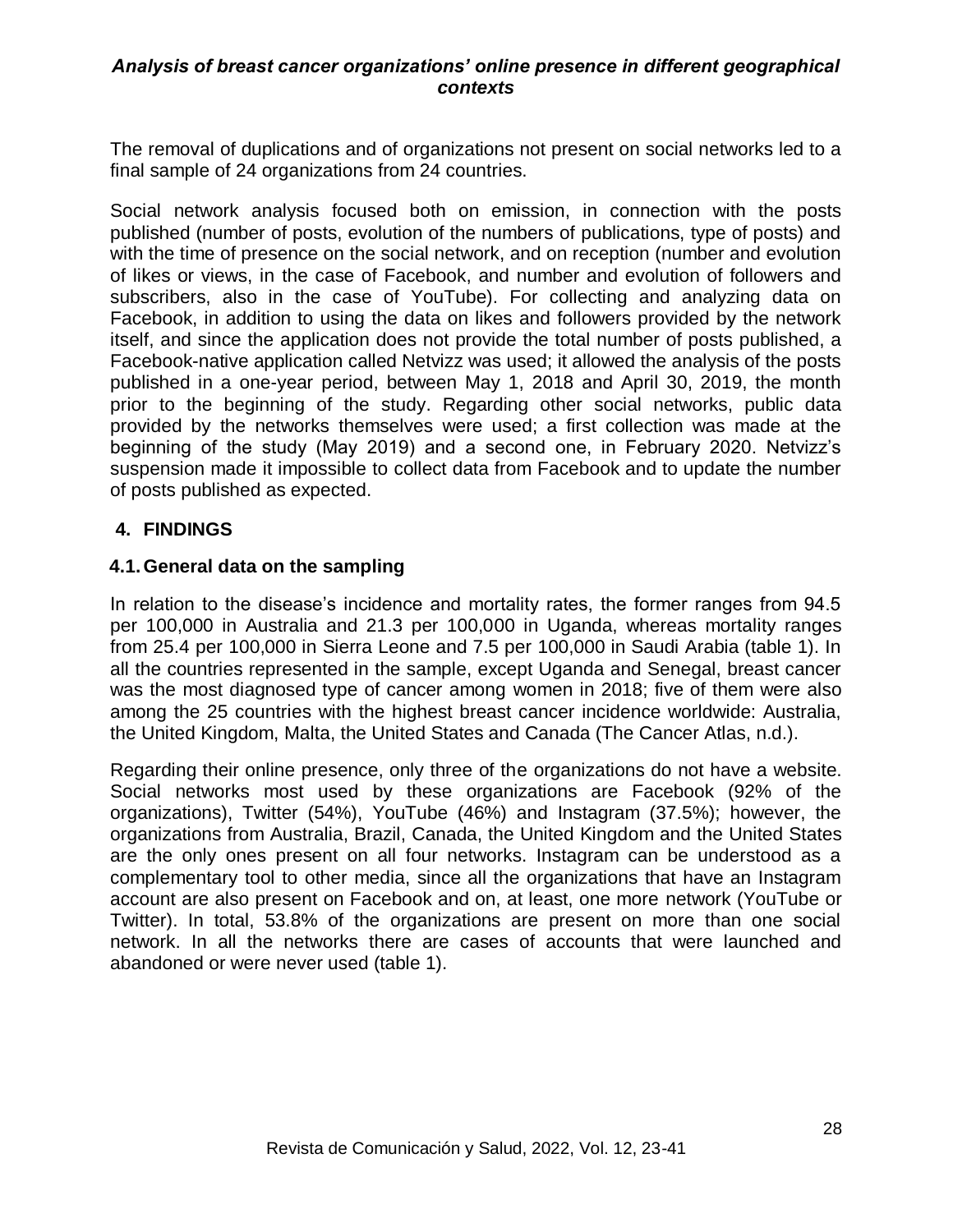The removal of duplications and of organizations not present on social networks led to a final sample of 24 organizations from 24 countries.

Social network analysis focused both on emission, in connection with the posts published (number of posts, evolution of the numbers of publications, type of posts) and with the time of presence on the social network, and on reception (number and evolution of likes or views, in the case of Facebook, and number and evolution of followers and subscribers, also in the case of YouTube). For collecting and analyzing data on Facebook, in addition to using the data on likes and followers provided by the network itself, and since the application does not provide the total number of posts published, a Facebook-native application called Netvizz was used; it allowed the analysis of the posts published in a one-year period, between May 1, 2018 and April 30, 2019, the month prior to the beginning of the study. Regarding other social networks, public data provided by the networks themselves were used; a first collection was made at the beginning of the study (May 2019) and a second one, in February 2020. Netvizz's suspension made it impossible to collect data from Facebook and to update the number of posts published as expected.

## 4. FINDINGS

### 4.1. General data on the sampling

In relation to the disease's incidence and mortality rates, the former ranges from 94.5 per 100,000 in Australia and 21.3 per 100,000 in Uganda, whereas mortality ranges from 25.4 per 100,000 in Sierra Leone and 7.5 per 100,000 in Saudi Arabia (table 1). In all the countries represented in the sample, except Uganda and Senegal, breast cancer was the most diagnosed type of cancer among women in 2018; five of them were also among the 25 countries with the highest breast cancer incidence worldwide: Australia, the United Kingdom, Malta, the United States and Canada (The Cancer Atlas, n.d.).

Regarding their online presence, only three of the organizations do not have a website. Social networks most used by these organizations are Facebook (92% of the organizations), Twitter (54%), YouTube (46%) and Instagram (37.5%); however, the organizations from Australia, Brazil, Canada, the United Kingdom and the United States are the only ones present on all four networks. Instagram can be understood as a complementary tool to other media, since all the organizations that have an Instagram account are also present on Facebook and on, at least, one more network (YouTube or Twitter). In total, 53.8% of the organizations are present on more than one social network. In all the networks there are cases of accounts that were launched and abandoned or were never used (table 1).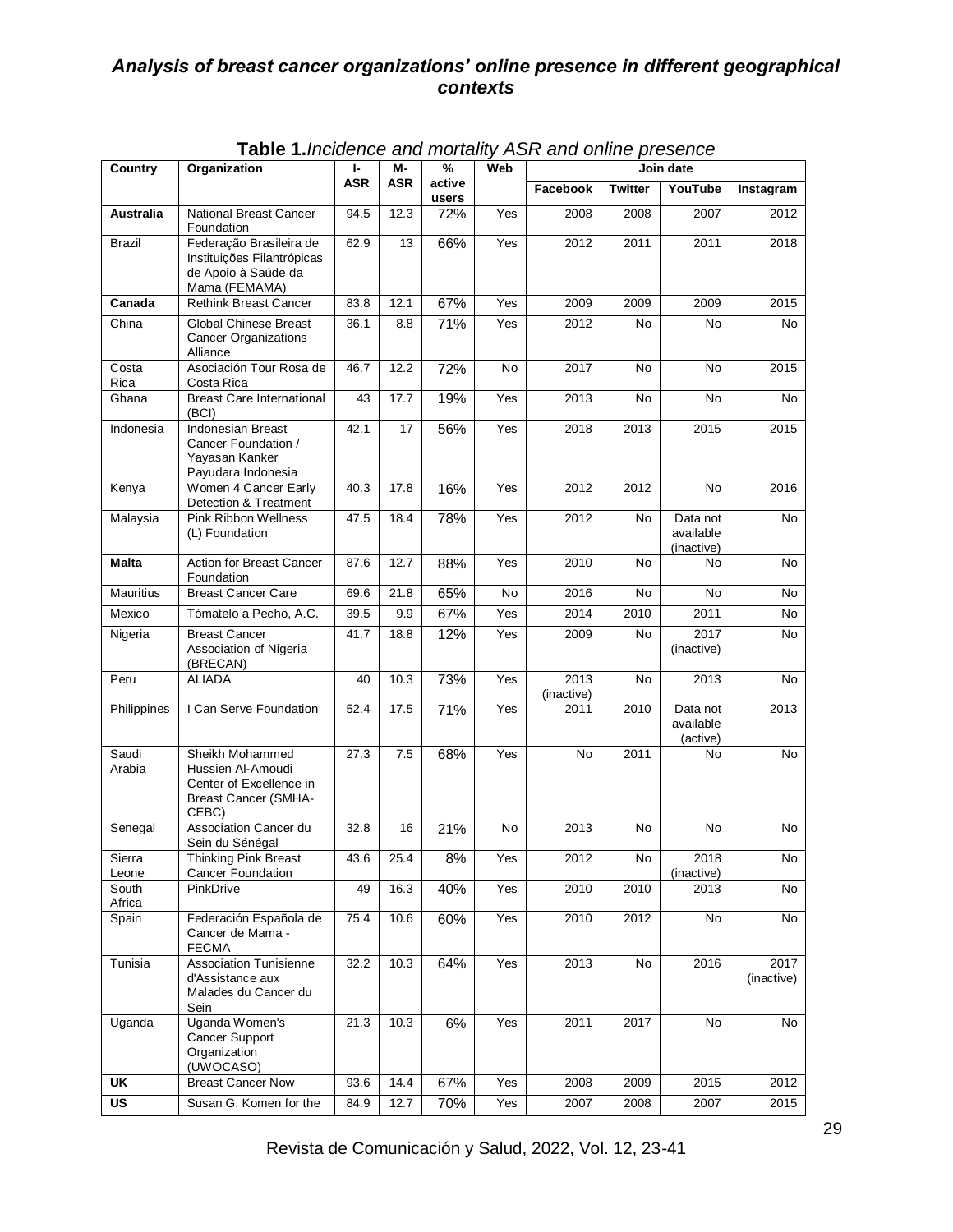**Table 1.** *Incidence and mortality ASR and online presence*

| Country | Organization | I-ASR | M-ASR | % active users | Web | Join date | | | |
|---|---|---|---|---|---|---|---|---|---|
| | | | | | | Facebook | Twitter | YouTube | Instagram |
| **Australia** | National Breast Cancer Foundation | 94.5 | 12.3 | 72% | Yes | 2008 | 2008 | 2007 | 2012 |
| Brazil | Federação Brasileira de Instituições Filantrópicas de Apoio à Saúde da Mama (FEMAMA) | 62.9 | 13 | 66% | Yes | 2012 | 2011 | 2011 | 2018 |
| **Canada** | Rethink Breast Cancer | 83.8 | 12.1 | 67% | Yes | 2009 | 2009 | 2009 | 2015 |
| China | Global Chinese Breast Cancer Organizations Alliance | 36.1 | 8.8 | 71% | Yes | 2012 | No | No | No |
| Costa Rica | Asociación Tour Rosa de Costa Rica | 46.7 | 12.2 | 72% | No | 2017 | No | No | 2015 |
| Ghana | Breast Care International (BCI) | 43 | 17.7 | 19% | Yes | 2013 | No | No | No |
| Indonesia | Indonesian Breast Cancer Foundation / Yayasan Kanker Payudara Indonesia | 42.1 | 17 | 56% | Yes | 2018 | 2013 | 2015 | 2015 |
| Kenya | Women 4 Cancer Early Detection & Treatment | 40.3 | 17.8 | 16% | Yes | 2012 | 2012 | No | 2016 |
| Malaysia | Pink Ribbon Wellness (L) Foundation | 47.5 | 18.4 | 78% | Yes | 2012 | No | Data not available (inactive) | No |
| **Malta** | Action for Breast Cancer Foundation | 87.6 | 12.7 | 88% | Yes | 2010 | No | No | No |
| Mauritius | Breast Cancer Care | 69.6 | 21.8 | 65% | No | 2016 | No | No | No |
| Mexico | Tómatelo a Pecho, A.C. | 39.5 | 9.9 | 67% | Yes | 2014 | 2010 | 2011 | No |
| Nigeria | Breast Cancer Association of Nigeria (BRECAN) | 41.7 | 18.8 | 12% | Yes | 2009 | No | 2017 (inactive) | No |
| Peru | ALIADA | 40 | 10.3 | 73% | Yes | 2013 (inactive) | No | 2013 | No |
| Philippines | I Can Serve Foundation | 52.4 | 17.5 | 71% | Yes | 2011 | 2010 | Data not available (active) | 2013 |
| Saudi Arabia | Sheikh Mohammed Hussien Al-Amoudi Center of Excellence in Breast Cancer (SMHA-CEBC) | 27.3 | 7.5 | 68% | Yes | No | 2011 | No | No |
| Senegal | Association Cancer du Sein du Sénégal | 32.8 | 16 | 21% | No | 2013 | No | No | No |
| Sierra Leone | Thinking Pink Breast Cancer Foundation | 43.6 | 25.4 | 8% | Yes | 2012 | No | 2018 (inactive) | No |
| South Africa | PinkDrive | 49 | 16.3 | 40% | Yes | 2010 | 2010 | 2013 | No |
| Spain | Federación Española de Cancer de Mama - FECMA | 75.4 | 10.6 | 60% | Yes | 2010 | 2012 | No | No |
| Tunisia | Association Tunisienne d'Assistance aux Malades du Cancer du Sein | 32.2 | 10.3 | 64% | Yes | 2013 | No | 2016 | 2017 (inactive) |
| Uganda | Uganda Women's Cancer Support Organization (UWOCASO) | 21.3 | 10.3 | 6% | Yes | 2011 | 2017 | No | No |
| **UK** | Breast Cancer Now | 93.6 | 14.4 | 67% | Yes | 2008 | 2009 | 2015 | 2012 |
| **US** | Susan G. Komen for the | 84.9 | 12.7 | 70% | Yes | 2007 | 2008 | 2007 | 2015 |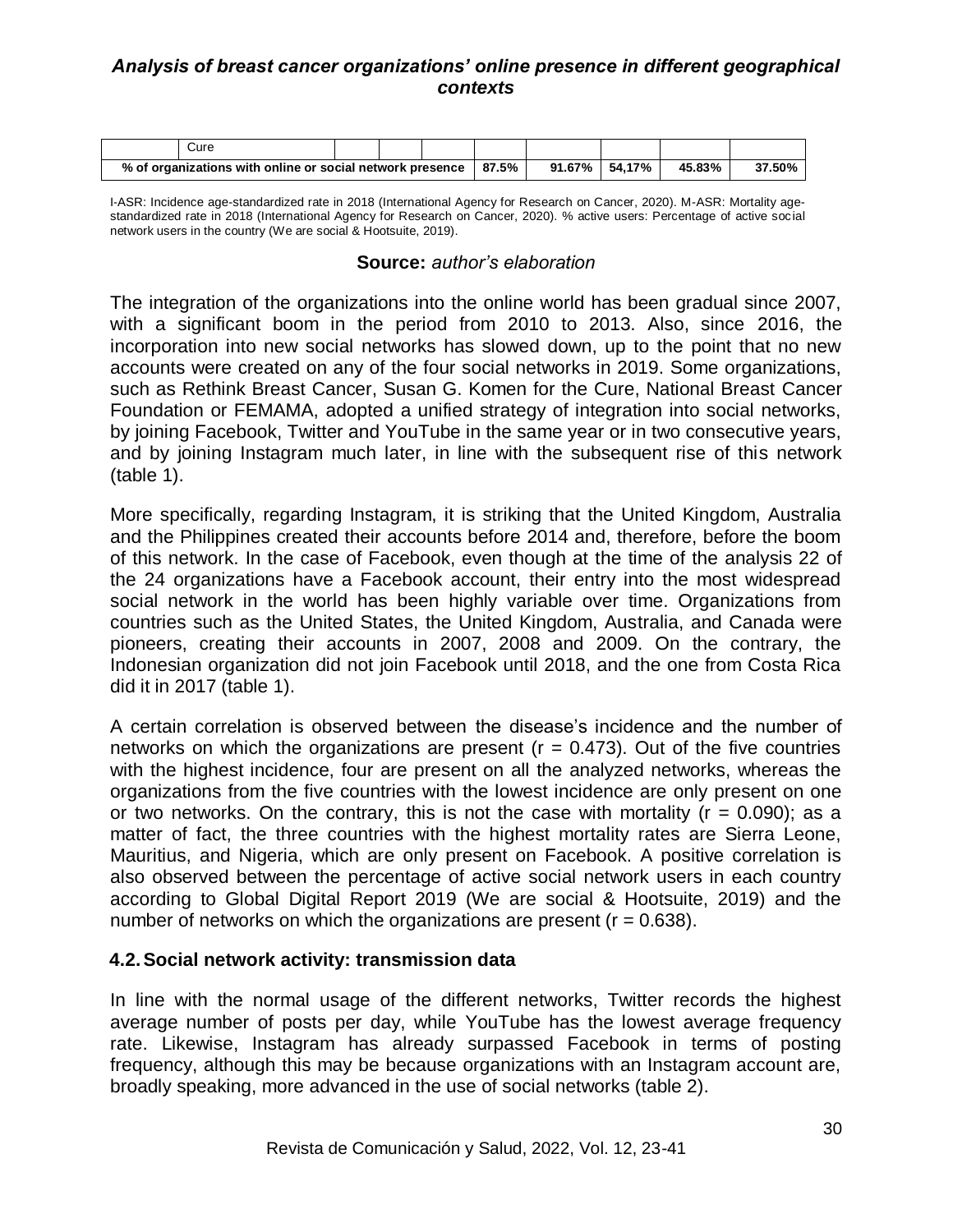|  | Cure |  |  |  |  |  |  |  |  |
|---|---|---|---|---|---|---|---|---|---|
| % of organizations with online or social network presence |  |  |  |  | 87.5% | 91.67% | 54,17% | 45.83% | 37.50% |

I-ASR: Incidence age-standardized rate in 2018 (International Agency for Research on Cancer, 2020). M-ASR: Mortality age-standardized rate in 2018 (International Agency for Research on Cancer, 2020). % active users: Percentage of active social network users in the country (We are social & Hootsuite, 2019).

**Source:** *author's elaboration*

The integration of the organizations into the online world has been gradual since 2007, with a significant boom in the period from 2010 to 2013. Also, since 2016, the incorporation into new social networks has slowed down, up to the point that no new accounts were created on any of the four social networks in 2019. Some organizations, such as Rethink Breast Cancer, Susan G. Komen for the Cure, National Breast Cancer Foundation or FEMAMA, adopted a unified strategy of integration into social networks, by joining Facebook, Twitter and YouTube in the same year or in two consecutive years, and by joining Instagram much later, in line with the subsequent rise of this network (table 1).

More specifically, regarding Instagram, it is striking that the United Kingdom, Australia and the Philippines created their accounts before 2014 and, therefore, before the boom of this network. In the case of Facebook, even though at the time of the analysis 22 of the 24 organizations have a Facebook account, their entry into the most widespread social network in the world has been highly variable over time. Organizations from countries such as the United States, the United Kingdom, Australia, and Canada were pioneers, creating their accounts in 2007, 2008 and 2009. On the contrary, the Indonesian organization did not join Facebook until 2018, and the one from Costa Rica did it in 2017 (table 1).

A certain correlation is observed between the disease's incidence and the number of networks on which the organizations are present ($r = 0.473$). Out of the five countries with the highest incidence, four are present on all the analyzed networks, whereas the organizations from the five countries with the lowest incidence are only present on one or two networks. On the contrary, this is not the case with mortality ($r = 0.090$); as a matter of fact, the three countries with the highest mortality rates are Sierra Leone, Mauritius, and Nigeria, which are only present on Facebook. A positive correlation is also observed between the percentage of active social network users in each country according to Global Digital Report 2019 (We are social & Hootsuite, 2019) and the number of networks on which the organizations are present ($r = 0.638$).

### 4.2. Social network activity: transmission data

In line with the normal usage of the different networks, Twitter records the highest average number of posts per day, while YouTube has the lowest average frequency rate. Likewise, Instagram has already surpassed Facebook in terms of posting frequency, although this may be because organizations with an Instagram account are, broadly speaking, more advanced in the use of social networks (table 2).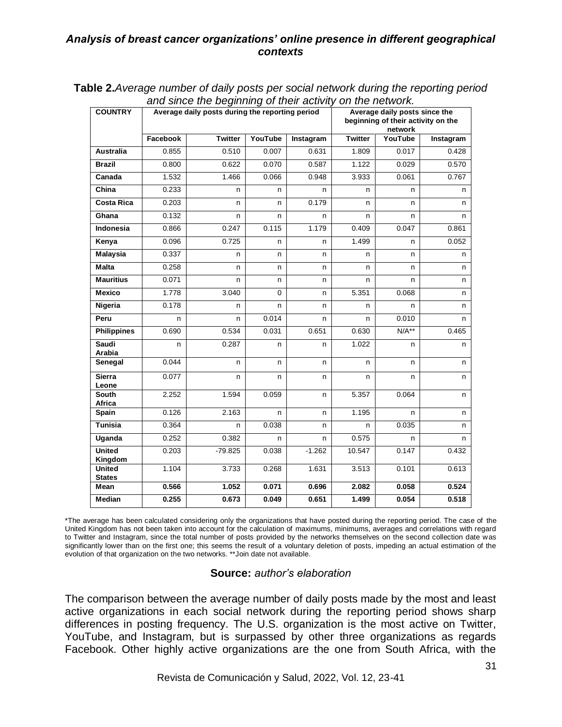**Table 2.** *Average number of daily posts per social network during the reporting period and since the beginning of their activity on the network.*

| COUNTRY | Average daily posts during the reporting period | | | | Average daily posts since the beginning of their activity on the network | | |
|---|---|---|---|---|---|---|---|
| | Facebook | Twitter | YouTube | Instagram | Twitter | YouTube | Instagram |
| **Australia** | 0.855 | 0.510 | 0.007 | 0.631 | 1.809 | 0.017 | 0.428 |
| **Brazil** | 0.800 | 0.622 | 0.070 | 0.587 | 1.122 | 0.029 | 0.570 |
| **Canada** | 1.532 | 1.466 | 0.066 | 0.948 | 3.933 | 0.061 | 0.767 |
| **China** | 0.233 | n | n | n | n | n | n |
| **Costa Rica** | 0.203 | n | n | 0.179 | n | n | n |
| **Ghana** | 0.132 | n | n | n | n | n | n |
| **Indonesia** | 0.866 | 0.247 | 0.115 | 1.179 | 0.409 | 0.047 | 0.861 |
| **Kenya** | 0.096 | 0.725 | n | n | 1.499 | n | 0.052 |
| **Malaysia** | 0.337 | n | n | n | n | n | n |
| **Malta** | 0.258 | n | n | n | n | n | n |
| **Mauritius** | 0.071 | n | n | n | n | n | n |
| **Mexico** | 1.778 | 3.040 | 0 | n | 5.351 | 0.068 | n |
| **Nigeria** | 0.178 | n | n | n | n | n | n |
| **Peru** | n | n | 0.014 | n | n | 0.010 | n |
| **Philippines** | 0.690 | 0.534 | 0.031 | 0.651 | 0.630 | N/A** | 0.465 |
| **Saudi Arabia** | n | 0.287 | n | n | 1.022 | n | n |
| **Senegal** | 0.044 | n | n | n | n | n | n |
| **Sierra Leone** | 0.077 | n | n | n | n | n | n |
| **South Africa** | 2.252 | 1.594 | 0.059 | n | 5.357 | 0.064 | n |
| **Spain** | 0.126 | 2.163 | n | n | 1.195 | n | n |
| **Tunisia** | 0.364 | n | 0.038 | n | n | 0.035 | n |
| **Uganda** | 0.252 | 0.382 | n | n | 0.575 | n | n |
| **United Kingdom** | 0.203 | -79.825 | 0.038 | -1.262 | 10.547 | 0.147 | 0.432 |
| **United States** | 1.104 | 3.733 | 0.268 | 1.631 | 3.513 | 0.101 | 0.613 |
| **Mean** | **0.566** | **1.052** | **0.071** | **0.696** | **2.082** | **0.058** | **0.524** |
| **Median** | **0.255** | **0.673** | **0.049** | **0.651** | **1.499** | **0.054** | **0.518** |

*The average has been calculated considering only the organizations that have posted during the reporting period. The case of the United Kingdom has not been taken into account for the calculation of maximums, minimums, averages and correlations with regard to Twitter and Instagram, since the total number of posts provided by the networks themselves on the second collection date was significantly lower than on the first one; this seems the result of a voluntary deletion of posts, impeding an actual estimation of the evolution of that organization on the two networks. **Join date not available.

**Source:** *author's elaboration*

The comparison between the average number of daily posts made by the most and least active organizations in each social network during the reporting period shows sharp differences in posting frequency. The U.S. organization is the most active on Twitter, YouTube, and Instagram, but is surpassed by other three organizations as regards Facebook. Other highly active organizations are the one from South Africa, with the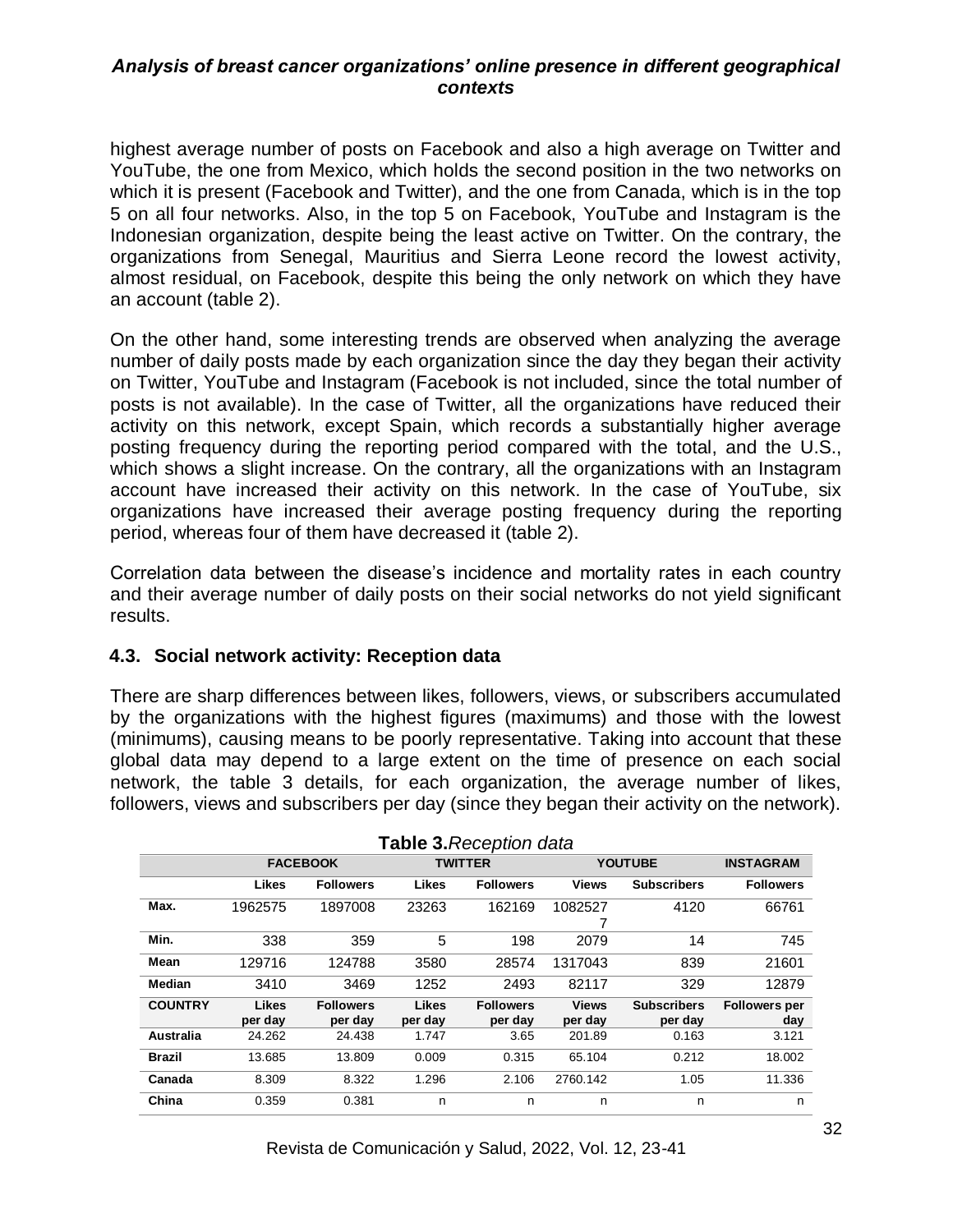highest average number of posts on Facebook and also a high average on Twitter and YouTube, the one from Mexico, which holds the second position in the two networks on which it is present (Facebook and Twitter), and the one from Canada, which is in the top 5 on all four networks. Also, in the top 5 on Facebook, YouTube and Instagram is the Indonesian organization, despite being the least active on Twitter. On the contrary, the organizations from Senegal, Mauritius and Sierra Leone record the lowest activity, almost residual, on Facebook, despite this being the only network on which they have an account (table 2).

On the other hand, some interesting trends are observed when analyzing the average number of daily posts made by each organization since the day they began their activity on Twitter, YouTube and Instagram (Facebook is not included, since the total number of posts is not available). In the case of Twitter, all the organizations have reduced their activity on this network, except Spain, which records a substantially higher average posting frequency during the reporting period compared with the total, and the U.S., which shows a slight increase. On the contrary, all the organizations with an Instagram account have increased their activity on this network. In the case of YouTube, six organizations have increased their average posting frequency during the reporting period, whereas four of them have decreased it (table 2).

Correlation data between the disease's incidence and mortality rates in each country and their average number of daily posts on their social networks do not yield significant results.

## 4.3. Social network activity: Reception data

There are sharp differences between likes, followers, views, or subscribers accumulated by the organizations with the highest figures (maximums) and those with the lowest (minimums), causing means to be poorly representative. Taking into account that these global data may depend to a large extent on the time of presence on each social network, the table 3 details, for each organization, the average number of likes, followers, views and subscribers per day (since they began their activity on the network).

**Table 3.** *Reception data*

| | FACEBOOK | | TWITTER | | YOUTUBE | | INSTAGRAM |
|---|---|---|---|---|---|---|---|
| | Likes | Followers | Likes | Followers | Views | Subscribers | Followers |
| **Max.** | 1962575 | 1897008 | 23263 | 162169 | 10825277 | 4120 | 66761 |
| **Min.** | 338 | 359 | 5 | 198 | 2079 | 14 | 745 |
| **Mean** | 129716 | 124788 | 3580 | 28574 | 1317043 | 839 | 21601 |
| **Median** | 3410 | 3469 | 1252 | 2493 | 82117 | 329 | 12879 |
| **COUNTRY** | **Likes per day** | **Followers per day** | **Likes per day** | **Followers per day** | **Views per day** | **Subscribers per day** | **Followers per day** |
| **Australia** | 24.262 | 24.438 | 1.747 | 3.65 | 201.89 | 0.163 | 3.121 |
| **Brazil** | 13.685 | 13.809 | 0.009 | 0.315 | 65.104 | 0.212 | 18.002 |
| **Canada** | 8.309 | 8.322 | 1.296 | 2.106 | 2760.142 | 1.05 | 11.336 |
| **China** | 0.359 | 0.381 | n | n | n | n | n |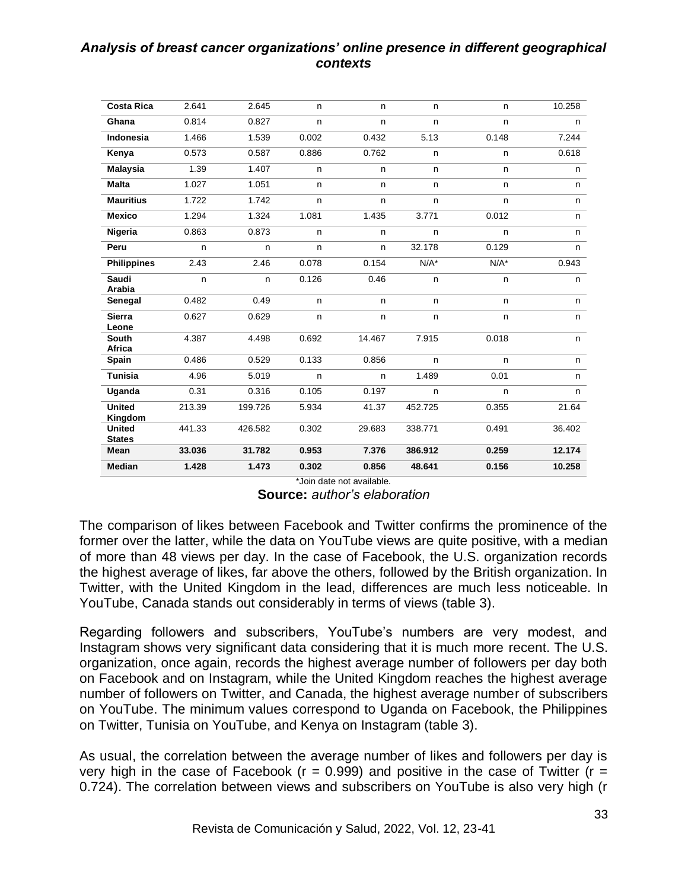| | | | | | | | |
|---|---|---|---|---|---|---|---|
| **Costa Rica** | 2.641 | 2.645 | n | n | n | n | 10.258 |
| **Ghana** | 0.814 | 0.827 | n | n | n | n | n |
| **Indonesia** | 1.466 | 1.539 | 0.002 | 0.432 | 5.13 | 0.148 | 7.244 |
| **Kenya** | 0.573 | 0.587 | 0.886 | 0.762 | n | n | 0.618 |
| **Malaysia** | 1.39 | 1.407 | n | n | n | n | n |
| **Malta** | 1.027 | 1.051 | n | n | n | n | n |
| **Mauritius** | 1.722 | 1.742 | n | n | n | n | n |
| **Mexico** | 1.294 | 1.324 | 1.081 | 1.435 | 3.771 | 0.012 | n |
| **Nigeria** | 0.863 | 0.873 | n | n | n | n | n |
| **Peru** | n | n | n | n | 32.178 | 0.129 | n |
| **Philippines** | 2.43 | 2.46 | 0.078 | 0.154 | N/A* | N/A* | 0.943 |
| **Saudi Arabia** | n | n | 0.126 | 0.46 | n | n | n |
| **Senegal** | 0.482 | 0.49 | n | n | n | n | n |
| **Sierra Leone** | 0.627 | 0.629 | n | n | n | n | n |
| **South Africa** | 4.387 | 4.498 | 0.692 | 14.467 | 7.915 | 0.018 | n |
| **Spain** | 0.486 | 0.529 | 0.133 | 0.856 | n | n | n |
| **Tunisia** | 4.96 | 5.019 | n | n | 1.489 | 0.01 | n |
| **Uganda** | 0.31 | 0.316 | 0.105 | 0.197 | n | n | n |
| **United Kingdom** | 213.39 | 199.726 | 5.934 | 41.37 | 452.725 | 0.355 | 21.64 |
| **United States** | 441.33 | 426.582 | 0.302 | 29.683 | 338.771 | 0.491 | 36.402 |
| **Mean** | **33.036** | **31.782** | **0.953** | **7.376** | **386.912** | **0.259** | **12.174** |
| **Median** | **1.428** | **1.473** | **0.302** | **0.856** | **48.641** | **0.156** | **10.258** |

*Join date not available.

**Source:** *author's elaboration*

The comparison of likes between Facebook and Twitter confirms the prominence of the former over the latter, while the data on YouTube views are quite positive, with a median of more than 48 views per day. In the case of Facebook, the U.S. organization records the highest average of likes, far above the others, followed by the British organization. In Twitter, with the United Kingdom in the lead, differences are much less noticeable. In YouTube, Canada stands out considerably in terms of views (table 3).

Regarding followers and subscribers, YouTube's numbers are very modest, and Instagram shows very significant data considering that it is much more recent. The U.S. organization, once again, records the highest average number of followers per day both on Facebook and on Instagram, while the United Kingdom reaches the highest average number of followers on Twitter, and Canada, the highest average number of subscribers on YouTube. The minimum values correspond to Uganda on Facebook, the Philippines on Twitter, Tunisia on YouTube, and Kenya on Instagram (table 3).

As usual, the correlation between the average number of likes and followers per day is very high in the case of Facebook ($r = 0.999$) and positive in the case of Twitter ($r = 0.724$). The correlation between views and subscribers on YouTube is also very high (r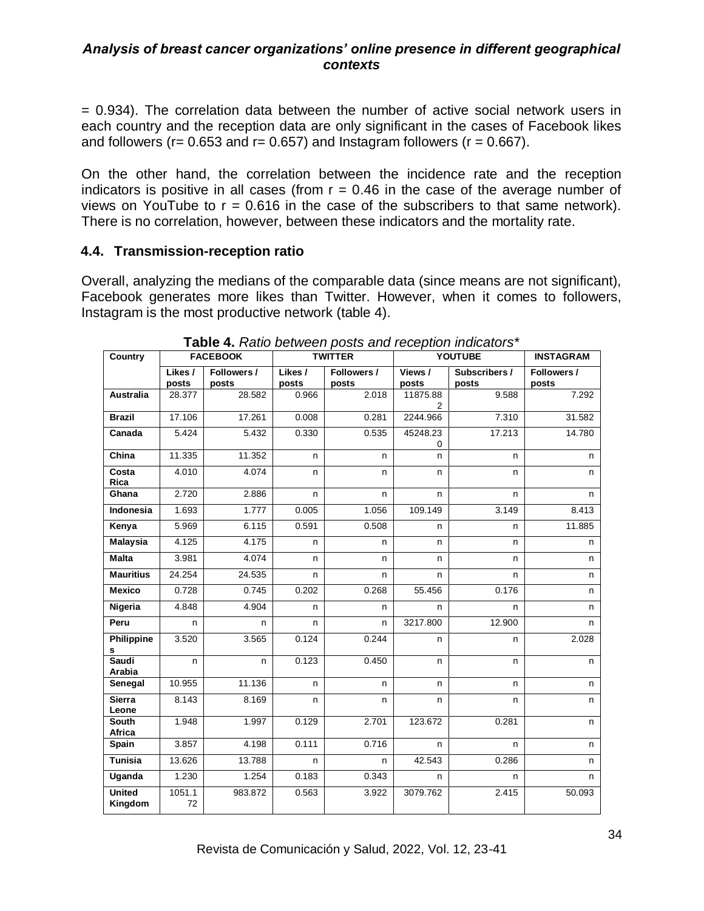= 0.934). The correlation data between the number of active social network users in each country and the reception data are only significant in the cases of Facebook likes and followers ($r = 0.653$ and $r = 0.657$) and Instagram followers ($r = 0.667$).

On the other hand, the correlation between the incidence rate and the reception indicators is positive in all cases (from $r = 0.46$ in the case of the average number of views on YouTube to $r = 0.616$ in the case of the subscribers to that same network). There is no correlation, however, between these indicators and the mortality rate.

### 4.4. Transmission-reception ratio

Overall, analyzing the medians of the comparable data (since means are not significant), Facebook generates more likes than Twitter. However, when it comes to followers, Instagram is the most productive network (table 4).

**Table 4.** *Ratio between posts and reception indicators\**

| Country | FACEBOOK | | TWITTER | | YOUTUBE | | INSTAGRAM |
|---|---|---|---|---|---|---|---|
| | Likes / posts | Followers / posts | Likes / posts | Followers / posts | Views / posts | Subscribers / posts | Followers / posts |
| Australia | 28.377 | 28.582 | 0.966 | 2.018 | 11875.882 | 9.588 | 7.292 |
| Brazil | 17.106 | 17.261 | 0.008 | 0.281 | 2244.966 | 7.310 | 31.582 |
| Canada | 5.424 | 5.432 | 0.330 | 0.535 | 45248.230 | 17.213 | 14.780 |
| China | 11.335 | 11.352 | n | n | n | n | n |
| Costa Rica | 4.010 | 4.074 | n | n | n | n | n |
| Ghana | 2.720 | 2.886 | n | n | n | n | n |
| Indonesia | 1.693 | 1.777 | 0.005 | 1.056 | 109.149 | 3.149 | 8.413 |
| Kenya | 5.969 | 6.115 | 0.591 | 0.508 | n | n | 11.885 |
| Malaysia | 4.125 | 4.175 | n | n | n | n | n |
| Malta | 3.981 | 4.074 | n | n | n | n | n |
| Mauritius | 24.254 | 24.535 | n | n | n | n | n |
| Mexico | 0.728 | 0.745 | 0.202 | 0.268 | 55.456 | 0.176 | n |
| Nigeria | 4.848 | 4.904 | n | n | n | n | n |
| Peru | n | n | n | n | 3217.800 | 12.900 | n |
| Philippines | 3.520 | 3.565 | 0.124 | 0.244 | n | n | 2.028 |
| Saudi Arabia | n | n | 0.123 | 0.450 | n | n | n |
| Senegal | 10.955 | 11.136 | n | n | n | n | n |
| Sierra Leone | 8.143 | 8.169 | n | n | n | n | n |
| South Africa | 1.948 | 1.997 | 0.129 | 2.701 | 123.672 | 0.281 | n |
| Spain | 3.857 | 4.198 | 0.111 | 0.716 | n | n | n |
| Tunisia | 13.626 | 13.788 | n | n | 42.543 | 0.286 | n |
| Uganda | 1.230 | 1.254 | 0.183 | 0.343 | n | n | n |
| United Kingdom | 1051.172 | 983.872 | 0.563 | 3.922 | 3079.762 | 2.415 | 50.093 |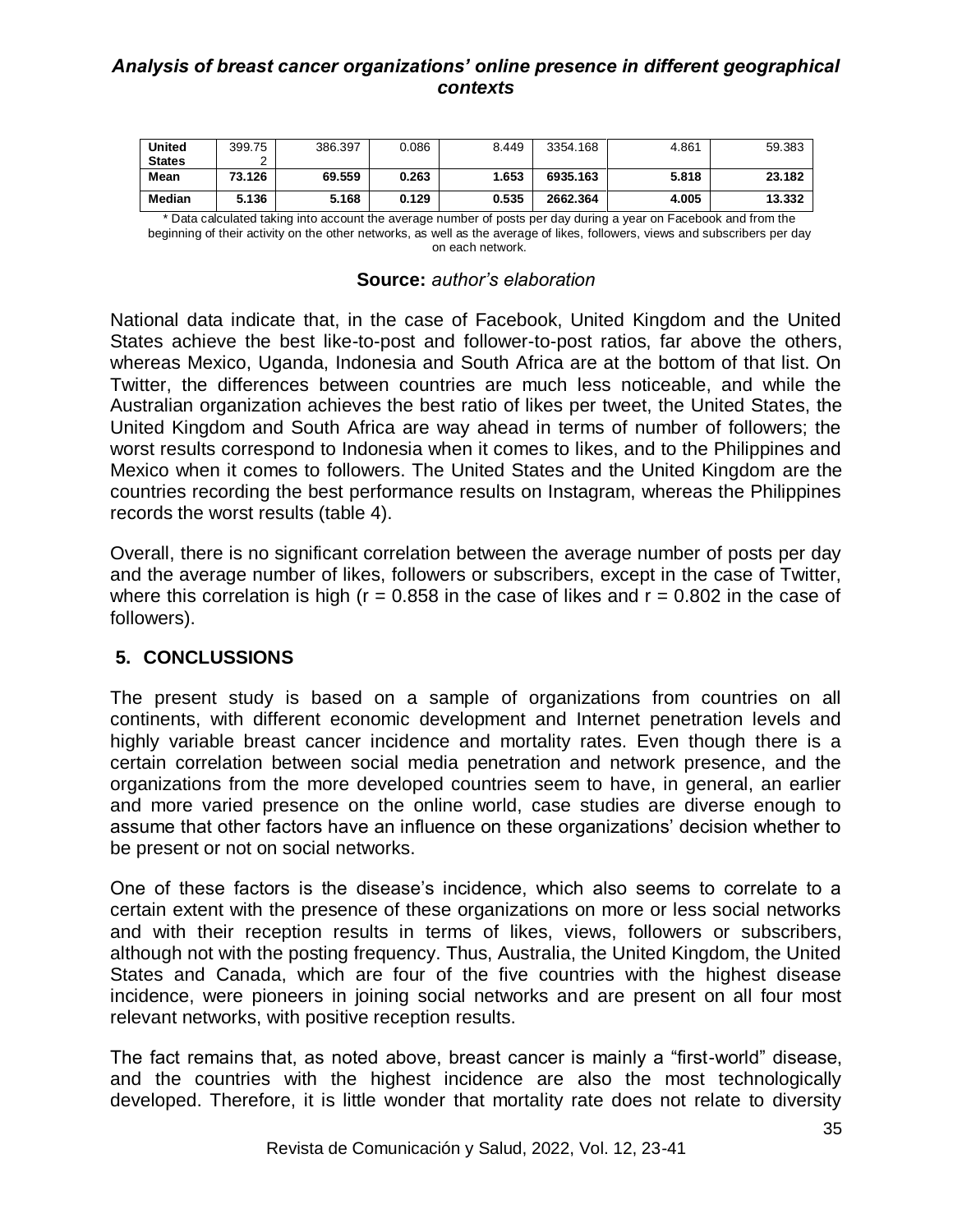| United States | 399.752 | 386.397 | 0.086 | 8.449 | 3354.168 | 4.861 | 59.383 |
|---|---|---|---|---|---|---|---|
| **Mean** | **73.126** | **69.559** | **0.263** | **1.653** | **6935.163** | **5.818** | **23.182** |
| **Median** | **5.136** | **5.168** | **0.129** | **0.535** | **2662.364** | **4.005** | **13.332** |

* Data calculated taking into account the average number of posts per day during a year on Facebook and from the beginning of their activity on the other networks, as well as the average of likes, followers, views and subscribers per day on each network.

**Source:** *author's elaboration*

National data indicate that, in the case of Facebook, United Kingdom and the United States achieve the best like-to-post and follower-to-post ratios, far above the others, whereas Mexico, Uganda, Indonesia and South Africa are at the bottom of that list. On Twitter, the differences between countries are much less noticeable, and while the Australian organization achieves the best ratio of likes per tweet, the United States, the United Kingdom and South Africa are way ahead in terms of number of followers; the worst results correspond to Indonesia when it comes to likes, and to the Philippines and Mexico when it comes to followers. The United States and the United Kingdom are the countries recording the best performance results on Instagram, whereas the Philippines records the worst results (table 4).

Overall, there is no significant correlation between the average number of posts per day and the average number of likes, followers or subscribers, except in the case of Twitter, where this correlation is high ($r = 0.858$ in the case of likes and $r = 0.802$ in the case of followers).

## 5. CONCLUSSIONS

The present study is based on a sample of organizations from countries on all continents, with different economic development and Internet penetration levels and highly variable breast cancer incidence and mortality rates. Even though there is a certain correlation between social media penetration and network presence, and the organizations from the more developed countries seem to have, in general, an earlier and more varied presence on the online world, case studies are diverse enough to assume that other factors have an influence on these organizations' decision whether to be present or not on social networks.

One of these factors is the disease's incidence, which also seems to correlate to a certain extent with the presence of these organizations on more or less social networks and with their reception results in terms of likes, views, followers or subscribers, although not with the posting frequency. Thus, Australia, the United Kingdom, the United States and Canada, which are four of the five countries with the highest disease incidence, were pioneers in joining social networks and are present on all four most relevant networks, with positive reception results.

The fact remains that, as noted above, breast cancer is mainly a "first-world" disease, and the countries with the highest incidence are also the most technologically developed. Therefore, it is little wonder that mortality rate does not relate to diversity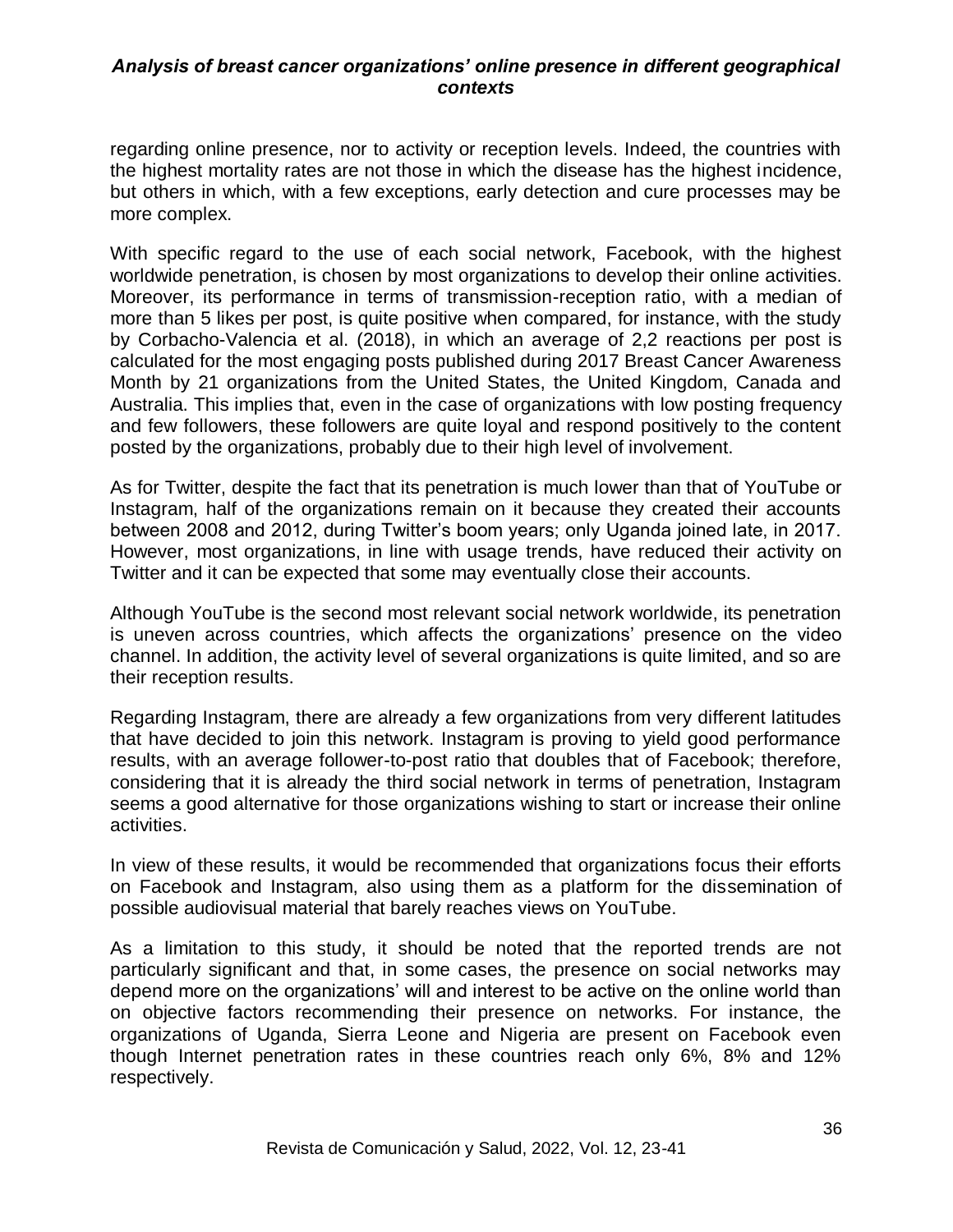regarding online presence, nor to activity or reception levels. Indeed, the countries with the highest mortality rates are not those in which the disease has the highest incidence, but others in which, with a few exceptions, early detection and cure processes may be more complex.

With specific regard to the use of each social network, Facebook, with the highest worldwide penetration, is chosen by most organizations to develop their online activities. Moreover, its performance in terms of transmission-reception ratio, with a median of more than 5 likes per post, is quite positive when compared, for instance, with the study by Corbacho-Valencia et al. (2018), in which an average of 2,2 reactions per post is calculated for the most engaging posts published during 2017 Breast Cancer Awareness Month by 21 organizations from the United States, the United Kingdom, Canada and Australia. This implies that, even in the case of organizations with low posting frequency and few followers, these followers are quite loyal and respond positively to the content posted by the organizations, probably due to their high level of involvement.

As for Twitter, despite the fact that its penetration is much lower than that of YouTube or Instagram, half of the organizations remain on it because they created their accounts between 2008 and 2012, during Twitter's boom years; only Uganda joined late, in 2017. However, most organizations, in line with usage trends, have reduced their activity on Twitter and it can be expected that some may eventually close their accounts.

Although YouTube is the second most relevant social network worldwide, its penetration is uneven across countries, which affects the organizations' presence on the video channel. In addition, the activity level of several organizations is quite limited, and so are their reception results.

Regarding Instagram, there are already a few organizations from very different latitudes that have decided to join this network. Instagram is proving to yield good performance results, with an average follower-to-post ratio that doubles that of Facebook; therefore, considering that it is already the third social network in terms of penetration, Instagram seems a good alternative for those organizations wishing to start or increase their online activities.

In view of these results, it would be recommended that organizations focus their efforts on Facebook and Instagram, also using them as a platform for the dissemination of possible audiovisual material that barely reaches views on YouTube.

As a limitation to this study, it should be noted that the reported trends are not particularly significant and that, in some cases, the presence on social networks may depend more on the organizations' will and interest to be active on the online world than on objective factors recommending their presence on networks. For instance, the organizations of Uganda, Sierra Leone and Nigeria are present on Facebook even though Internet penetration rates in these countries reach only 6%, 8% and 12% respectively.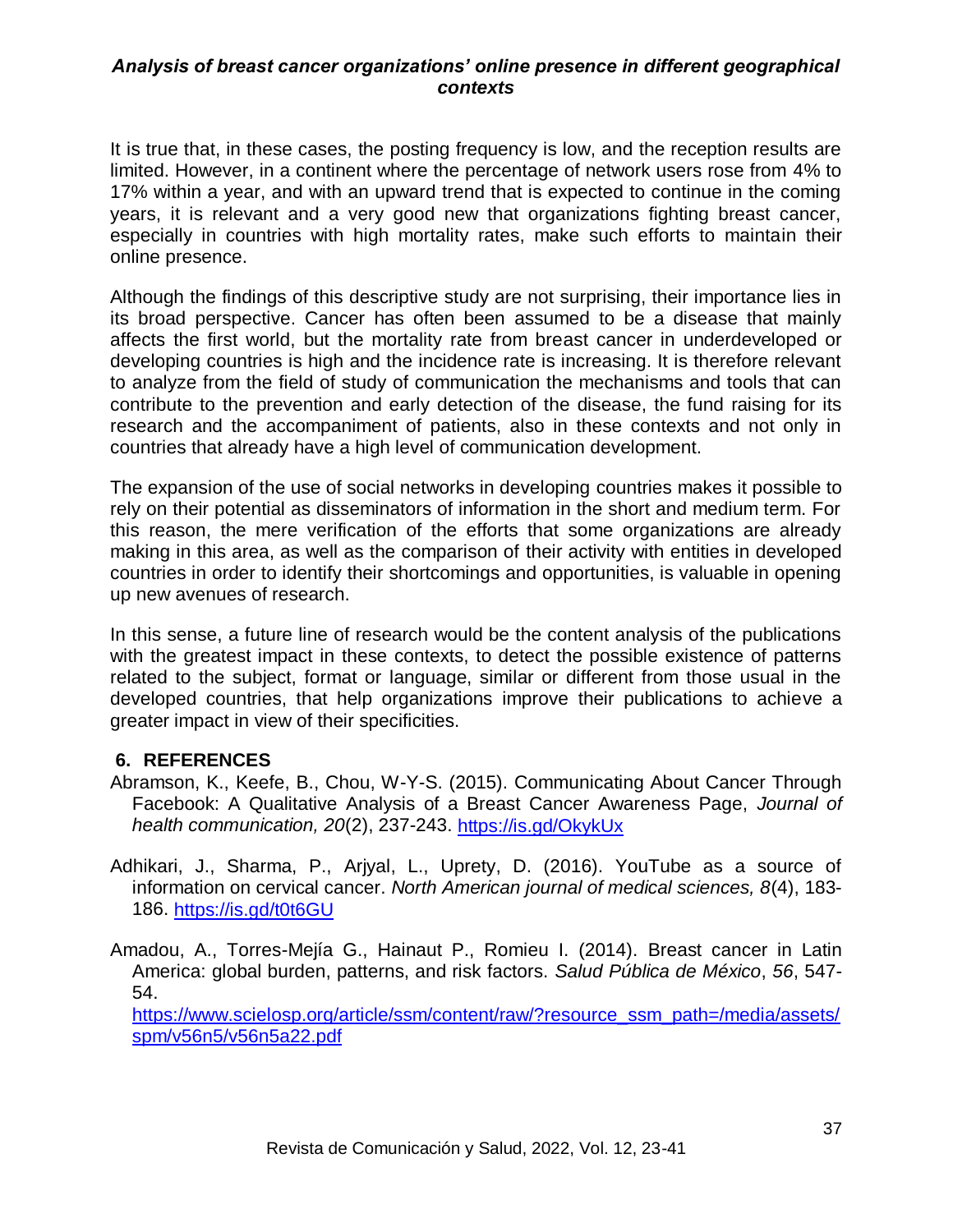It is true that, in these cases, the posting frequency is low, and the reception results are limited. However, in a continent where the percentage of network users rose from 4% to 17% within a year, and with an upward trend that is expected to continue in the coming years, it is relevant and a very good new that organizations fighting breast cancer, especially in countries with high mortality rates, make such efforts to maintain their online presence.

Although the findings of this descriptive study are not surprising, their importance lies in its broad perspective. Cancer has often been assumed to be a disease that mainly affects the first world, but the mortality rate from breast cancer in underdeveloped or developing countries is high and the incidence rate is increasing. It is therefore relevant to analyze from the field of study of communication the mechanisms and tools that can contribute to the prevention and early detection of the disease, the fund raising for its research and the accompaniment of patients, also in these contexts and not only in countries that already have a high level of communication development.

The expansion of the use of social networks in developing countries makes it possible to rely on their potential as disseminators of information in the short and medium term. For this reason, the mere verification of the efforts that some organizations are already making in this area, as well as the comparison of their activity with entities in developed countries in order to identify their shortcomings and opportunities, is valuable in opening up new avenues of research.

In this sense, a future line of research would be the content analysis of the publications with the greatest impact in these contexts, to detect the possible existence of patterns related to the subject, format or language, similar or different from those usual in the developed countries, that help organizations improve their publications to achieve a greater impact in view of their specificities.

## 6. REFERENCES

Abramson, K., Keefe, B., Chou, W-Y-S. (2015). Communicating About Cancer Through Facebook: A Qualitative Analysis of a Breast Cancer Awareness Page, *Journal of health communication, 20*(2), 237-243. https://is.gd/OkykUx

Adhikari, J., Sharma, P., Arjyal, L., Uprety, D. (2016). YouTube as a source of information on cervical cancer. *North American journal of medical sciences, 8*(4), 183-186. https://is.gd/t0t6GU

Amadou, A., Torres-Mejía G., Hainaut P., Romieu I. (2014). Breast cancer in Latin America: global burden, patterns, and risk factors. *Salud Pública de México*, *56*, 547-54. https://www.scielosp.org/article/ssm/content/raw/?resource_ssm_path=/media/assets/spm/v56n5/v56n5a22.pdf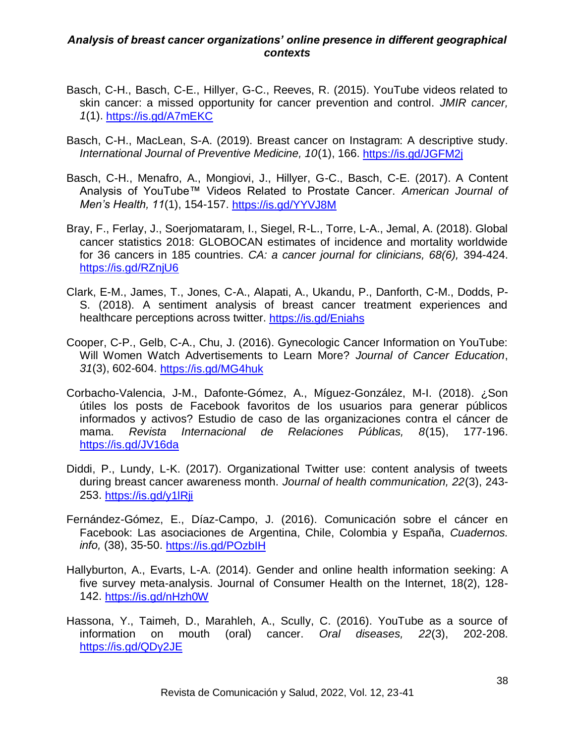Basch, C-H., Basch, C-E., Hillyer, G-C., Reeves, R. (2015). YouTube videos related to skin cancer: a missed opportunity for cancer prevention and control. *JMIR cancer, 1*(1). https://is.gd/A7mEKC

Basch, C-H., MacLean, S-A. (2019). Breast cancer on Instagram: A descriptive study. *International Journal of Preventive Medicine, 10*(1), 166. https://is.gd/JGFM2j

Basch, C-H., Menafro, A., Mongiovi, J., Hillyer, G-C., Basch, C-E. (2017). A Content Analysis of YouTube™ Videos Related to Prostate Cancer. *American Journal of Men's Health, 11*(1), 154-157. https://is.gd/YYVJ8M

Bray, F., Ferlay, J., Soerjomataram, I., Siegel, R-L., Torre, L-A., Jemal, A. (2018). Global cancer statistics 2018: GLOBOCAN estimates of incidence and mortality worldwide for 36 cancers in 185 countries. *CA: a cancer journal for clinicians, 68(6),* 394-424. https://is.gd/RZnjU6

Clark, E-M., James, T., Jones, C-A., Alapati, A., Ukandu, P., Danforth, C-M., Dodds, P-S. (2018). A sentiment analysis of breast cancer treatment experiences and healthcare perceptions across twitter. https://is.gd/Eniahs

Cooper, C-P., Gelb, C-A., Chu, J. (2016). Gynecologic Cancer Information on YouTube: Will Women Watch Advertisements to Learn More? *Journal of Cancer Education*, *31*(3), 602-604. https://is.gd/MG4huk

Corbacho-Valencia, J-M., Dafonte-Gómez, A., Míguez-González, M-I. (2018). ¿Son útiles los posts de Facebook favoritos de los usuarios para generar públicos informados y activos? Estudio de caso de las organizaciones contra el cáncer de mama. *Revista Internacional de Relaciones Públicas, 8*(15), 177-196. https://is.gd/JV16da

Diddi, P., Lundy, L-K. (2017). Organizational Twitter use: content analysis of tweets during breast cancer awareness month. *Journal of health communication, 22*(3), 243-253. https://is.gd/y1lRji

Fernández-Gómez, E., Díaz-Campo, J. (2016). Comunicación sobre el cáncer en Facebook: Las asociaciones de Argentina, Chile, Colombia y España, *Cuadernos. info,* (38), 35-50. https://is.gd/POzbIH

Hallyburton, A., Evarts, L-A. (2014). Gender and online health information seeking: A five survey meta-analysis. Journal of Consumer Health on the Internet, 18(2), 128-142. https://is.gd/nHzh0W

Hassona, Y., Taimeh, D., Marahleh, A., Scully, C. (2016). YouTube as a source of information on mouth (oral) cancer. *Oral diseases, 22*(3), 202-208. https://is.gd/QDy2JE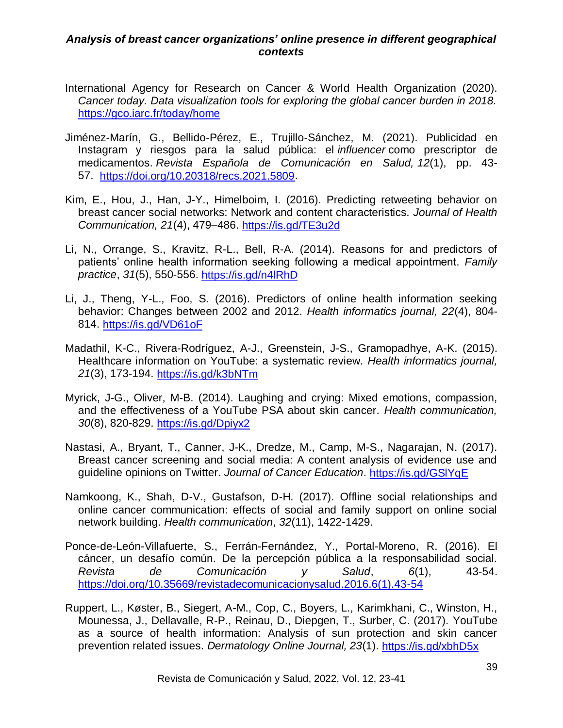International Agency for Research on Cancer & World Health Organization (2020). *Cancer today. Data visualization tools for exploring the global cancer burden in 2018.* https://gco.iarc.fr/today/home

Jiménez-Marín, G., Bellido-Pérez, E., Trujillo-Sánchez, M. (2021). Publicidad en Instagram y riesgos para la salud pública: el *influencer* como prescriptor de medicamentos. *Revista Española de Comunicación en Salud, 12*(1), pp. 43-57. https://doi.org/10.20318/recs.2021.5809.

Kim, E., Hou, J., Han, J-Y., Himelboim, I. (2016). Predicting retweeting behavior on breast cancer social networks: Network and content characteristics. *Journal of Health Communication, 21*(4), 479–486. https://is.gd/TE3u2d

Li, N., Orrange, S., Kravitz, R-L., Bell, R-A. (2014). Reasons for and predictors of patients' online health information seeking following a medical appointment. *Family practice*, *31*(5), 550-556. https://is.gd/n4lRhD

Li, J., Theng, Y-L., Foo, S. (2016). Predictors of online health information seeking behavior: Changes between 2002 and 2012. *Health informatics journal, 22*(4), 804-814. https://is.gd/VD61oF

Madathil, K-C., Rivera-Rodríguez, A-J., Greenstein, J-S., Gramopadhye, A-K. (2015). Healthcare information on YouTube: a systematic review. *Health informatics journal, 21*(3), 173-194. https://is.gd/k3bNTm

Myrick, J-G., Oliver, M-B. (2014). Laughing and crying: Mixed emotions, compassion, and the effectiveness of a YouTube PSA about skin cancer. *Health communication, 30*(8), 820-829. https://is.gd/Dpiyx2

Nastasi, A., Bryant, T., Canner, J-K., Dredze, M., Camp, M-S., Nagarajan, N. (2017). Breast cancer screening and social media: A content analysis of evidence use and guideline opinions on Twitter. *Journal of Cancer Education*. https://is.gd/GSlYqE

Namkoong, K., Shah, D-V., Gustafson, D-H. (2017). Offline social relationships and online cancer communication: effects of social and family support on online social network building. *Health communication*, *32*(11), 1422-1429.

Ponce-de-León-Villafuerte, S., Ferrán-Fernández, Y., Portal-Moreno, R. (2016). El cáncer, un desafío común. De la percepción pública a la responsabilidad social. *Revista de Comunicación y Salud*, *6*(1), 43-54. https://doi.org/10.35669/revistadecomunicacionysalud.2016.6(1).43-54

Ruppert, L., Køster, B., Siegert, A-M., Cop, C., Boyers, L., Karimkhani, C., Winston, H., Mounessa, J., Dellavalle, R-P., Reinau, D., Diepgen, T., Surber, C. (2017). YouTube as a source of health information: Analysis of sun protection and skin cancer prevention related issues. *Dermatology Online Journal, 23*(1). https://is.gd/xbhD5x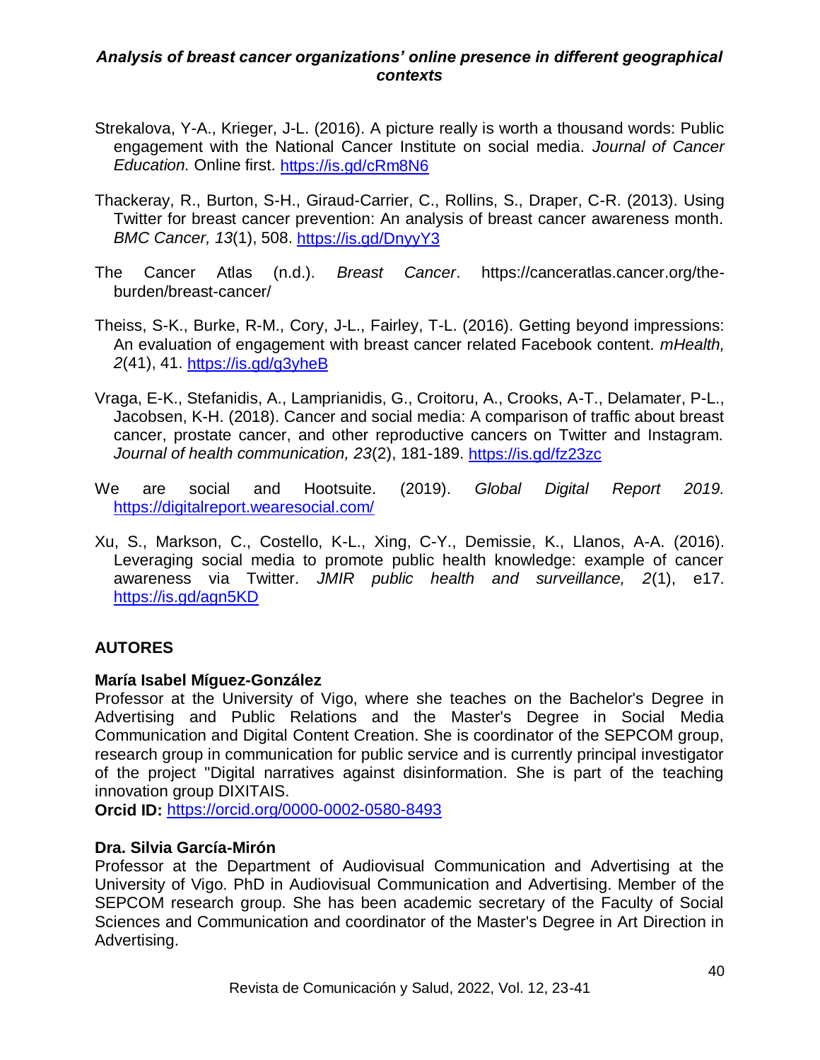Strekalova, Y-A., Krieger, J-L. (2016). A picture really is worth a thousand words: Public engagement with the National Cancer Institute on social media. *Journal of Cancer Education.* Online first. https://is.gd/cRm8N6

Thackeray, R., Burton, S-H., Giraud-Carrier, C., Rollins, S., Draper, C-R. (2013). Using Twitter for breast cancer prevention: An analysis of breast cancer awareness month. *BMC Cancer, 13*(1), 508. https://is.gd/DnyyY3

The Cancer Atlas (n.d.). *Breast Cancer*. https://canceratlas.cancer.org/the-burden/breast-cancer/

Theiss, S-K., Burke, R-M., Cory, J-L., Fairley, T-L. (2016). Getting beyond impressions: An evaluation of engagement with breast cancer related Facebook content. *mHealth, 2*(41), 41. https://is.gd/g3yheB

Vraga, E-K., Stefanidis, A., Lamprianidis, G., Croitoru, A., Crooks, A-T., Delamater, P-L., Jacobsen, K-H. (2018). Cancer and social media: A comparison of traffic about breast cancer, prostate cancer, and other reproductive cancers on Twitter and Instagram. *Journal of health communication, 23*(2), 181-189. https://is.gd/fz23zc

We are social and Hootsuite. (2019). *Global Digital Report 2019.* https://digitalreport.wearesocial.com/

Xu, S., Markson, C., Costello, K-L., Xing, C-Y., Demissie, K., Llanos, A-A. (2016). Leveraging social media to promote public health knowledge: example of cancer awareness via Twitter. *JMIR public health and surveillance, 2*(1), e17. https://is.gd/agn5KD

## AUTORES

**María Isabel Míguez-González**

Professor at the University of Vigo, where she teaches on the Bachelor's Degree in Advertising and Public Relations and the Master's Degree in Social Media Communication and Digital Content Creation. She is coordinator of the SEPCOM group, research group in communication for public service and is currently principal investigator of the project "Digital narratives against disinformation. She is part of the teaching innovation group DIXITAIS.

**Orcid ID:** https://orcid.org/0000-0002-0580-8493

**Dra. Silvia García-Mirón**

Professor at the Department of Audiovisual Communication and Advertising at the University of Vigo. PhD in Audiovisual Communication and Advertising. Member of the SEPCOM research group. She has been academic secretary of the Faculty of Social Sciences and Communication and coordinator of the Master's Degree in Art Direction in Advertising.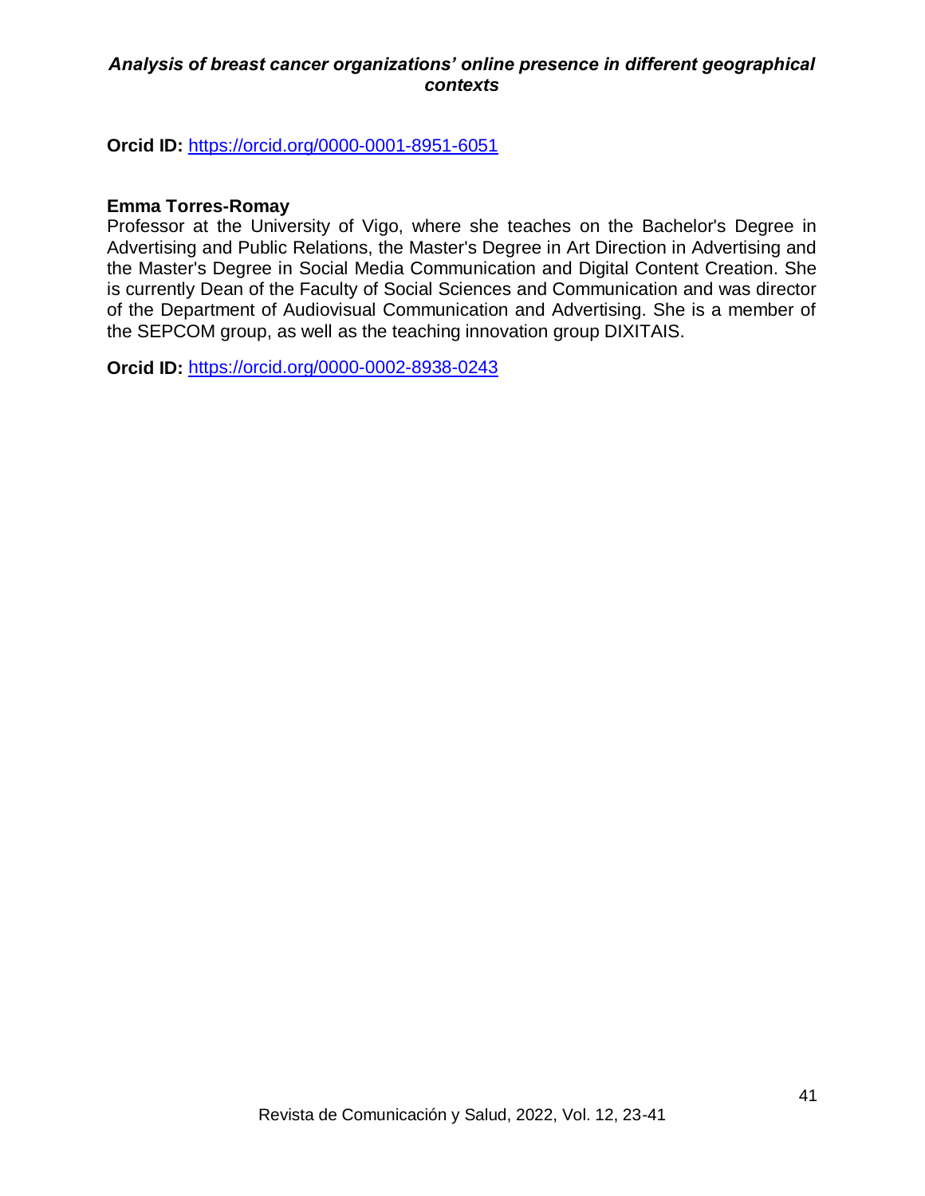**Orcid ID:** https://orcid.org/0000-0001-8951-6051

**Emma Torres-Romay**

Professor at the University of Vigo, where she teaches on the Bachelor's Degree in Advertising and Public Relations, the Master's Degree in Art Direction in Advertising and the Master's Degree in Social Media Communication and Digital Content Creation. She is currently Dean of the Faculty of Social Sciences and Communication and was director of the Department of Audiovisual Communication and Advertising. She is a member of the SEPCOM group, as well as the teaching innovation group DIXITAIS.

**Orcid ID:** https://orcid.org/0000-0002-8938-0243